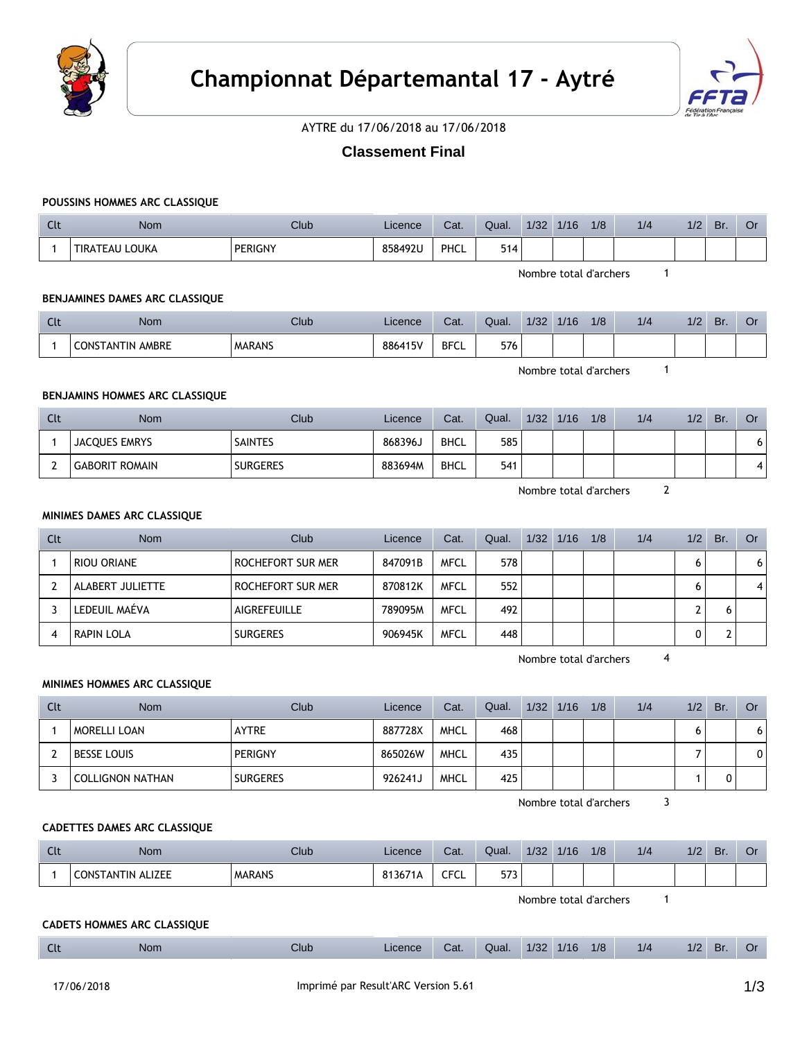# Championnat Départemantal 17 - Aytré

AYTRE du 17/06/2018 au 17/06/2018

## Classement Final

### POUSSINS HOMMES ARC CLASSIQUE

| Clt | Nom | Club | Licence | Cat. | Qual. | 1/32 | 1/16 | 1/8 | 1/4 | 1/2 | Br. | Or |
|---|---|---|---|---|---|---|---|---|---|---|---|---|
| 1 | TIRATEAU LOUKA | PERIGNY | 858492U | PHCL | 514 | | | | | | | |

Nombre total d'archers 1

### BENJAMINES DAMES ARC CLASSIQUE

| Clt | Nom | Club | Licence | Cat. | Qual. | 1/32 | 1/16 | 1/8 | 1/4 | 1/2 | Br. | Or |
|---|---|---|---|---|---|---|---|---|---|---|---|---|
| 1 | CONSTANTIN AMBRE | MARANS | 886415V | BFCL | 576 | | | | | | | |

Nombre total d'archers 1

### BENJAMINS HOMMES ARC CLASSIQUE

| Clt | Nom | Club | Licence | Cat. | Qual. | 1/32 | 1/16 | 1/8 | 1/4 | 1/2 | Br. | Or |
|---|---|---|---|---|---|---|---|---|---|---|---|---|
| 1 | JACQUES EMRYS | SAINTES | 868396J | BHCL | 585 | | | | | | | 6 |
| 2 | GABORIT ROMAIN | SURGERES | 883694M | BHCL | 541 | | | | | | | 4 |

Nombre total d'archers 2

### MINIMES DAMES ARC CLASSIQUE

| Clt | Nom | Club | Licence | Cat. | Qual. | 1/32 | 1/16 | 1/8 | 1/4 | 1/2 | Br. | Or |
|---|---|---|---|---|---|---|---|---|---|---|---|---|
| 1 | RIOU ORIANE | ROCHEFORT SUR MER | 847091B | MFCL | 578 | | | | | 6 | | 6 |
| 2 | ALABERT JULIETTE | ROCHEFORT SUR MER | 870812K | MFCL | 552 | | | | | 6 | | 4 |
| 3 | LEDEUIL MAÉVA | AIGREFEUILLE | 789095M | MFCL | 492 | | | | | 2 | 6 | |
| 4 | RAPIN LOLA | SURGERES | 906945K | MFCL | 448 | | | | | 0 | 2 | |

Nombre total d'archers 4

### MINIMES HOMMES ARC CLASSIQUE

| Clt | Nom | Club | Licence | Cat. | Qual. | 1/32 | 1/16 | 1/8 | 1/4 | 1/2 | Br. | Or |
|---|---|---|---|---|---|---|---|---|---|---|---|---|
| 1 | MORELLI LOAN | AYTRE | 887728X | MHCL | 468 | | | | | 6 | | 6 |
| 2 | BESSE LOUIS | PERIGNY | 865026W | MHCL | 435 | | | | | 7 | | 0 |
| 3 | COLLIGNON NATHAN | SURGERES | 926241J | MHCL | 425 | | | | | 1 | 0 | |

Nombre total d'archers 3

### CADETTES DAMES ARC CLASSIQUE

| Clt | Nom | Club | Licence | Cat. | Qual. | 1/32 | 1/16 | 1/8 | 1/4 | 1/2 | Br. | Or |
|---|---|---|---|---|---|---|---|---|---|---|---|---|
| 1 | CONSTANTIN ALIZEE | MARANS | 813671A | CFCL | 573 | | | | | | | |

Nombre total d'archers 1

### CADETS HOMMES ARC CLASSIQUE

| Clt | Nom | Club | Licence | Cat. | Qual. | 1/32 | 1/16 | 1/8 | 1/4 | 1/2 | Br. | Or |
|---|---|---|---|---|---|---|---|---|---|---|---|---|

17/06/2018 Imprimé par Result'ARC Version 5.61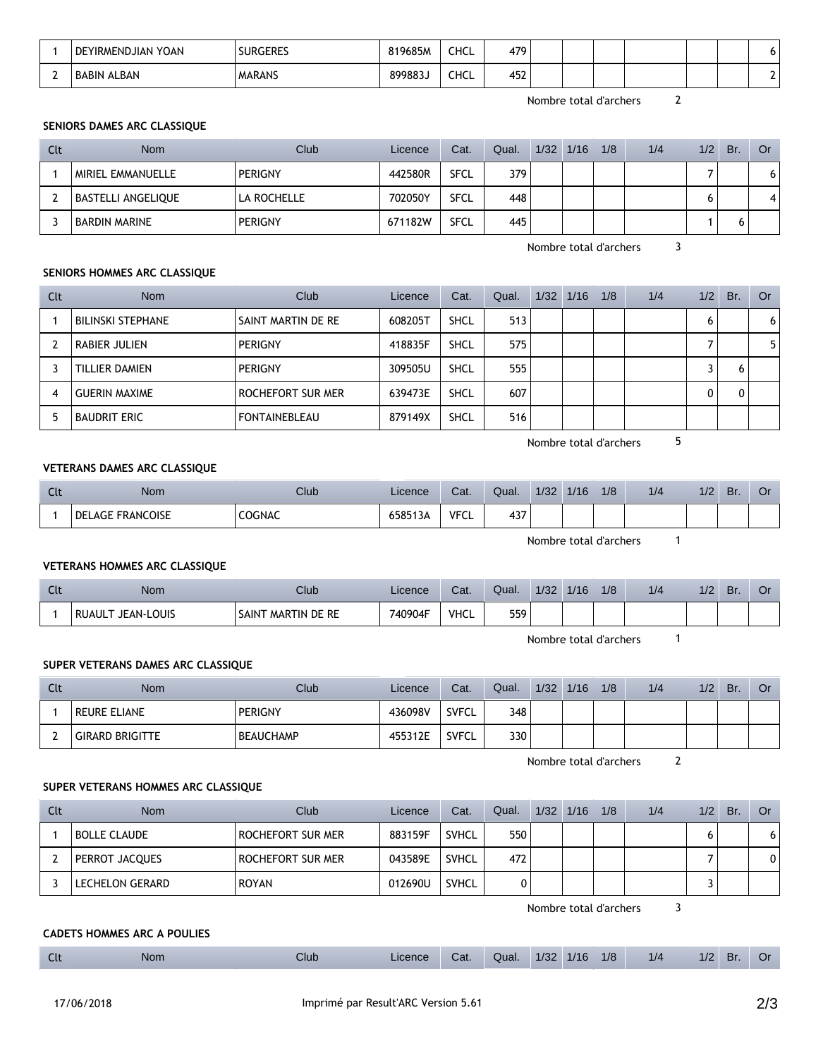| Clt | Nom | Club | Licence | Cat. | Qual. | 1/32 | 1/16 | 1/8 | 1/4 | 1/2 | Br. | Or |
|---|---|---|---|---|---|---|---|---|---|---|---|---|
| 1 | DEYIRMENDJIAN YOAN | SURGERES | 819685M | CHCL | 479 | | | | | | | 6 |
| 2 | BABIN ALBAN | MARANS | 899883J | CHCL | 452 | | | | | | | 2 |

Nombre total d'archers 2

**SENIORS DAMES ARC CLASSIQUE**

| Clt | Nom | Club | Licence | Cat. | Qual. | 1/32 | 1/16 | 1/8 | 1/4 | 1/2 | Br. | Or |
|---|---|---|---|---|---|---|---|---|---|---|---|---|
| 1 | MIRIEL EMMANUELLE | PERIGNY | 442580R | SFCL | 379 | | | | | 7 | | 6 |
| 2 | BASTELLI ANGELIQUE | LA ROCHELLE | 702050Y | SFCL | 448 | | | | | 6 | | 4 |
| 3 | BARDIN MARINE | PERIGNY | 671182W | SFCL | 445 | | | | | 1 | 6 | |

Nombre total d'archers 3

**SENIORS HOMMES ARC CLASSIQUE**

| Clt | Nom | Club | Licence | Cat. | Qual. | 1/32 | 1/16 | 1/8 | 1/4 | 1/2 | Br. | Or |
|---|---|---|---|---|---|---|---|---|---|---|---|---|
| 1 | BILINSKI STEPHANE | SAINT MARTIN DE RE | 608205T | SHCL | 513 | | | | | 6 | | 6 |
| 2 | RABIER JULIEN | PERIGNY | 418835F | SHCL | 575 | | | | | 7 | | 5 |
| 3 | TILLIER DAMIEN | PERIGNY | 309505U | SHCL | 555 | | | | | 3 | 6 | |
| 4 | GUERIN MAXIME | ROCHEFORT SUR MER | 639473E | SHCL | 607 | | | | | 0 | 0 | |
| 5 | BAUDRIT ERIC | FONTAINEBLEAU | 879149X | SHCL | 516 | | | | | | | |

Nombre total d'archers 5

**VETERANS DAMES ARC CLASSIQUE**

| Clt | Nom | Club | Licence | Cat. | Qual. | 1/32 | 1/16 | 1/8 | 1/4 | 1/2 | Br. | Or |
|---|---|---|---|---|---|---|---|---|---|---|---|---|
| 1 | DELAGE FRANCOISE | COGNAC | 658513A | VFCL | 437 | | | | | | | |

Nombre total d'archers 1

**VETERANS HOMMES ARC CLASSIQUE**

| Clt | Nom | Club | Licence | Cat. | Qual. | 1/32 | 1/16 | 1/8 | 1/4 | 1/2 | Br. | Or |
|---|---|---|---|---|---|---|---|---|---|---|---|---|
| 1 | RUAULT JEAN-LOUIS | SAINT MARTIN DE RE | 740904F | VHCL | 559 | | | | | | | |

Nombre total d'archers 1

**SUPER VETERANS DAMES ARC CLASSIQUE**

| Clt | Nom | Club | Licence | Cat. | Qual. | 1/32 | 1/16 | 1/8 | 1/4 | 1/2 | Br. | Or |
|---|---|---|---|---|---|---|---|---|---|---|---|---|
| 1 | REURE ELIANE | PERIGNY | 436098V | SVFCL | 348 | | | | | | | |
| 2 | GIRARD BRIGITTE | BEAUCHAMP | 455312E | SVFCL | 330 | | | | | | | |

Nombre total d'archers 2

**SUPER VETERANS HOMMES ARC CLASSIQUE**

| Clt | Nom | Club | Licence | Cat. | Qual. | 1/32 | 1/16 | 1/8 | 1/4 | 1/2 | Br. | Or |
|---|---|---|---|---|---|---|---|---|---|---|---|---|
| 1 | BOLLE CLAUDE | ROCHEFORT SUR MER | 883159F | SVHCL | 550 | | | | | 6 | | 6 |
| 2 | PERROT JACQUES | ROCHEFORT SUR MER | 043589E | SVHCL | 472 | | | | | 7 | | 0 |
| 3 | LECHELON GERARD | ROYAN | 012690U | SVHCL | 0 | | | | | 3 | | |

Nombre total d'archers 3

**CADETS HOMMES ARC A POULIES**

| Clt | Nom | Club | Licence | Cat. | Qual. | 1/32 | 1/16 | 1/8 | 1/4 | 1/2 | Br. | Or |
|---|---|---|---|---|---|---|---|---|---|---|---|---|

17/06/2018 Imprimé par Result'ARC Version 5.61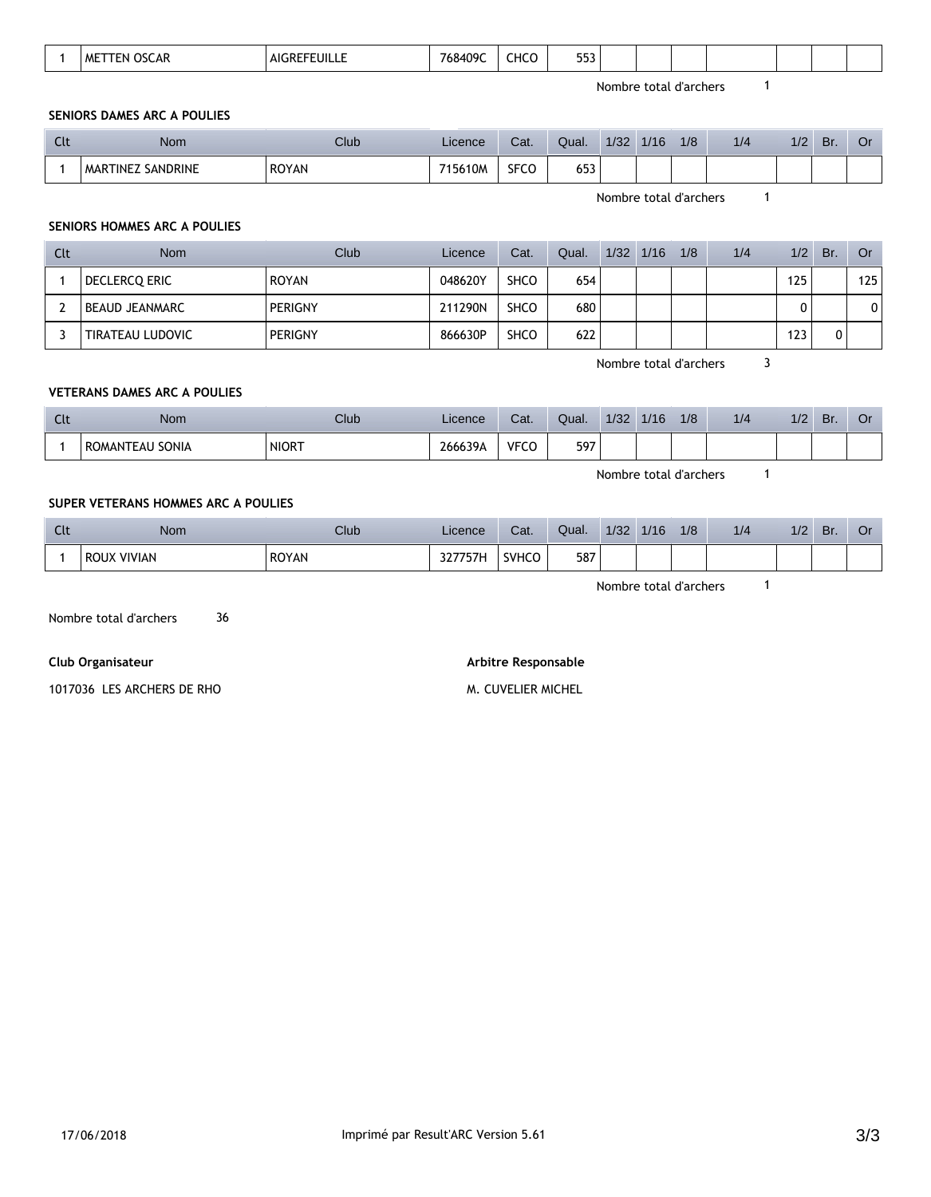| | | | | | | | | | | | | |
|---|---|---|---|---|---|---|---|---|---|---|---|---|
| 1 | METTEN OSCAR | AIGREFEUILLE | 768409C | CHCO | 553 | | | | | | | |

Nombre total d'archers 1

**SENIORS DAMES ARC A POULIES**

| Clt | Nom | Club | Licence | Cat. | Qual. | 1/32 | 1/16 | 1/8 | 1/4 | 1/2 | Br. | Or |
|---|---|---|---|---|---|---|---|---|---|---|---|---|
| 1 | MARTINEZ SANDRINE | ROYAN | 715610M | SFCO | 653 | | | | | | | |

Nombre total d'archers 1

**SENIORS HOMMES ARC A POULIES**

| Clt | Nom | Club | Licence | Cat. | Qual. | 1/32 | 1/16 | 1/8 | 1/4 | 1/2 | Br. | Or |
|---|---|---|---|---|---|---|---|---|---|---|---|---|
| 1 | DECLERCQ ERIC | ROYAN | 048620Y | SHCO | 654 | | | | | 125 | | 125 |
| 2 | BEAUD JEANMARC | PERIGNY | 211290N | SHCO | 680 | | | | | 0 | | 0 |
| 3 | TIRATEAU LUDOVIC | PERIGNY | 866630P | SHCO | 622 | | | | | 123 | 0 | |

Nombre total d'archers 3

**VETERANS DAMES ARC A POULIES**

| Clt | Nom | Club | Licence | Cat. | Qual. | 1/32 | 1/16 | 1/8 | 1/4 | 1/2 | Br. | Or |
|---|---|---|---|---|---|---|---|---|---|---|---|---|
| 1 | ROMANTEAU SONIA | NIORT | 266639A | VFCO | 597 | | | | | | | |

Nombre total d'archers 1

**SUPER VETERANS HOMMES ARC A POULIES**

| Clt | Nom | Club | Licence | Cat. | Qual. | 1/32 | 1/16 | 1/8 | 1/4 | 1/2 | Br. | Or |
|---|---|---|---|---|---|---|---|---|---|---|---|---|
| 1 | ROUX VIVIAN | ROYAN | 327757H | SVHCO | 587 | | | | | | | |

Nombre total d'archers 1

Nombre total d'archers 36

**Club Organisateur**

1017036 LES ARCHERS DE RHO

**Arbitre Responsable**

M. CUVELIER MICHEL

17/06/2018 Imprimé par Result'ARC Version 5.61